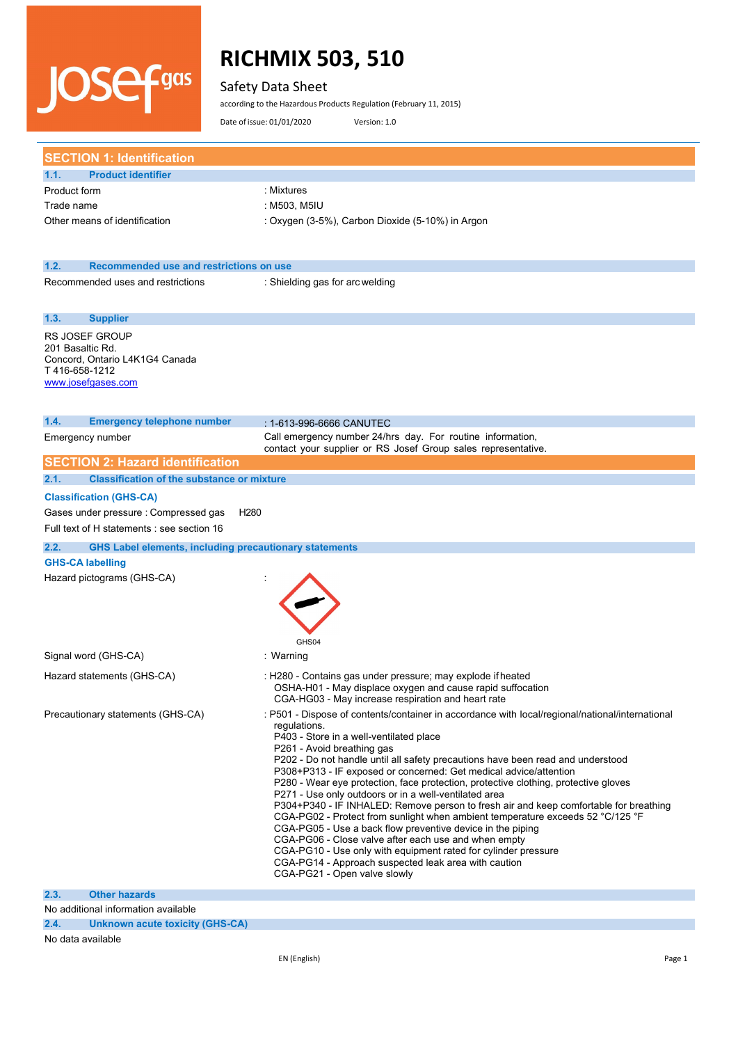# RICHMIX 503, 510

Safety Data Sheet

according to the Hazardous Products Regulation (February 11, 2015)

Date of issue: 01/01/2020 Version: 1.0

## SECTION 1: Identification

### 1.1. Product identifier

| | |
|---|---|
| Product form | : Mixtures |
| Trade name | : M503, M5IU |
| Other means of identification | : Oxygen (3-5%), Carbon Dioxide (5-10%) in Argon |

### 1.2. Recommended use and restrictions on use

| | |
|---|---|
| Recommended uses and restrictions | : Shielding gas for arc welding |

### 1.3. Supplier

RS JOSEF GROUP
201 Basaltic Rd.
Concord, Ontario L4K1G4 Canada
T 416-658-1212
www.josefgases.com

### 1.4. Emergency telephone number

: 1-613-996-6666 CANUTEC

| | |
|---|---|
| Emergency number | Call emergency number 24/hrs day. For routine information, contact your supplier or RS Josef Group sales representative. |

## SECTION 2: Hazard identification

### 2.1. Classification of the substance or mixture

**Classification (GHS-CA)**

Gases under pressure : Compressed gas H280

Full text of H statements : see section 16

### 2.2. GHS Label elements, including precautionary statements

**GHS-CA labelling**

Hazard pictograms (GHS-CA) :

GHS04

Signal word (GHS-CA) : Warning

Hazard statements (GHS-CA) :
- H280 - Contains gas under pressure; may explode if heated
- OSHA-H01 - May displace oxygen and cause rapid suffocation
- CGA-HG03 - May increase respiration and heart rate

Precautionary statements (GHS-CA) :
- P501 - Dispose of contents/container in accordance with local/regional/national/international regulations.
- P403 - Store in a well-ventilated place
- P261 - Avoid breathing gas
- P202 - Do not handle until all safety precautions have been read and understood
- P308+P313 - IF exposed or concerned: Get medical advice/attention
- P280 - Wear eye protection, face protection, protective clothing, protective gloves
- P271 - Use only outdoors or in a well-ventilated area
- P304+P340 - IF INHALED: Remove person to fresh air and keep comfortable for breathing
- CGA-PG02 - Protect from sunlight when ambient temperature exceeds 52 °C/125 °F
- CGA-PG05 - Use a back flow preventive device in the piping
- CGA-PG06 - Close valve after each use and when empty
- CGA-PG10 - Use only with equipment rated for cylinder pressure
- CGA-PG14 - Approach suspected leak area with caution
- CGA-PG21 - Open valve slowly

### 2.3. Other hazards

No additional information available

### 2.4. Unknown acute toxicity (GHS-CA)

No data available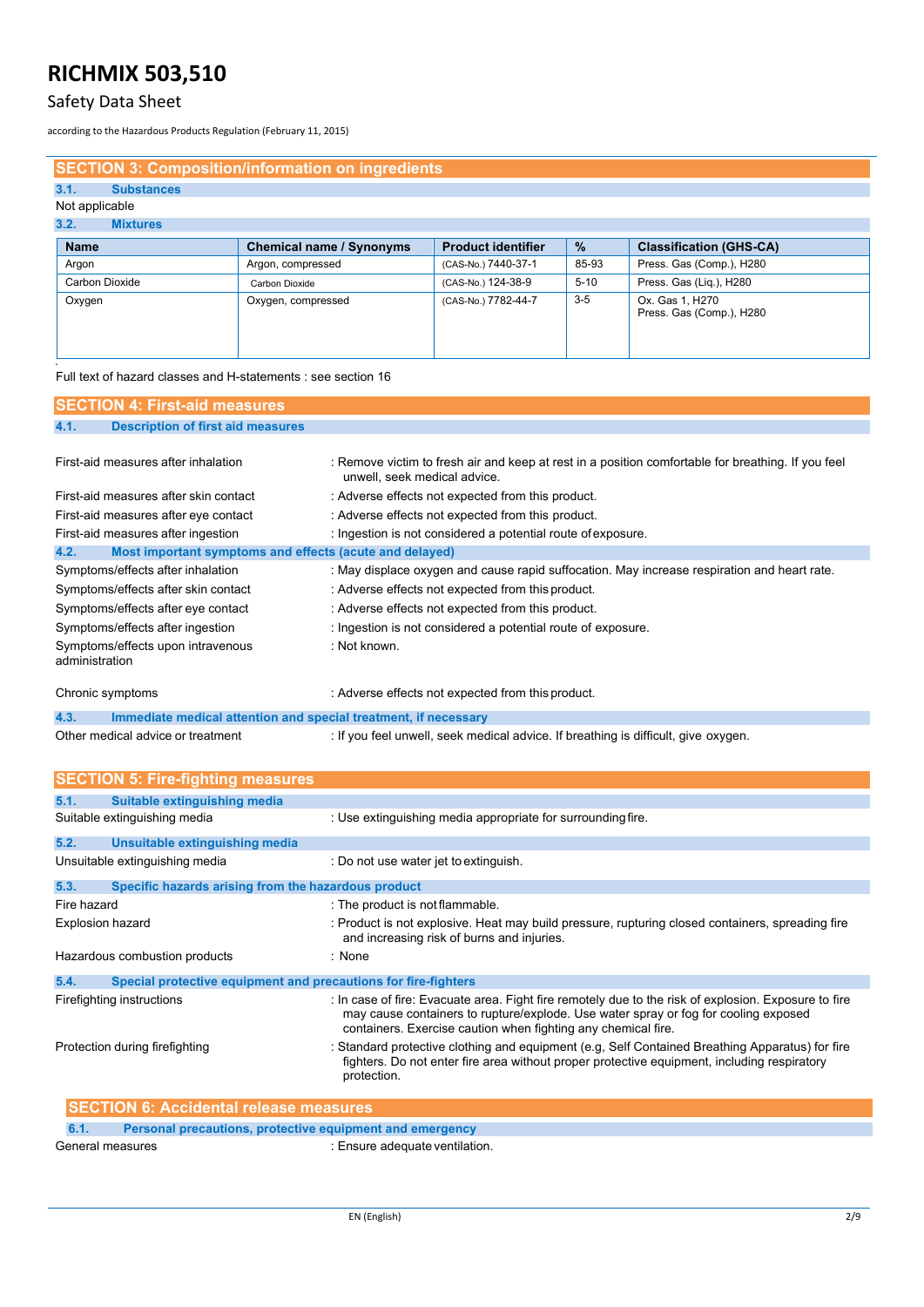## SECTION 3: Composition/information on ingredients

### 3.1. Substances

Not applicable

### 3.2. Mixtures

| Name | Chemical name / Synonyms | Product identifier | % | Classification (GHS-CA) |
|---|---|---|---|---|
| Argon | Argon, compressed | (CAS-No.) 7440-37-1 | 85-93 | Press. Gas (Comp.), H280 |
| Carbon Dioxide | Carbon Dioxide | (CAS-No.) 124-38-9 | 5-10 | Press. Gas (Liq.), H280 |
| Oxygen | Oxygen, compressed | (CAS-No.) 7782-44-7 | 3-5 | Ox. Gas 1, H270<br>Press. Gas (Comp.), H280 |

Full text of hazard classes and H-statements : see section 16

## SECTION 4: First-aid measures

### 4.1. Description of first aid measures

First-aid measures after inhalation : Remove victim to fresh air and keep at rest in a position comfortable for breathing. If you feel unwell, seek medical advice.

First-aid measures after skin contact : Adverse effects not expected from this product.

First-aid measures after eye contact : Adverse effects not expected from this product.

First-aid measures after ingestion : Ingestion is not considered a potential route of exposure.

### 4.2. Most important symptoms and effects (acute and delayed)

Symptoms/effects after inhalation : May displace oxygen and cause rapid suffocation. May increase respiration and heart rate.

Symptoms/effects after skin contact : Adverse effects not expected from this product.

Symptoms/effects after eye contact : Adverse effects not expected from this product.

Symptoms/effects after ingestion : Ingestion is not considered a potential route of exposure.

Symptoms/effects upon intravenous administration : Not known.

Chronic symptoms : Adverse effects not expected from this product.

### 4.3. Immediate medical attention and special treatment, if necessary

Other medical advice or treatment : If you feel unwell, seek medical advice. If breathing is difficult, give oxygen.

## SECTION 5: Fire-fighting measures

### 5.1. Suitable extinguishing media

Suitable extinguishing media : Use extinguishing media appropriate for surrounding fire.

### 5.2. Unsuitable extinguishing media

Unsuitable extinguishing media : Do not use water jet to extinguish.

### 5.3. Specific hazards arising from the hazardous product

Fire hazard : The product is not flammable.

Explosion hazard : Product is not explosive. Heat may build pressure, rupturing closed containers, spreading fire and increasing risk of burns and injuries.

Hazardous combustion products : None

### 5.4. Special protective equipment and precautions for fire-fighters

Firefighting instructions : In case of fire: Evacuate area. Fight fire remotely due to the risk of explosion. Exposure to fire may cause containers to rupture/explode. Use water spray or fog for cooling exposed containers. Exercise caution when fighting any chemical fire.

Protection during firefighting : Standard protective clothing and equipment (e.g, Self Contained Breathing Apparatus) for fire fighters. Do not enter fire area without proper protective equipment, including respiratory protection.

## SECTION 6: Accidental release measures

### 6.1. Personal precautions, protective equipment and emergency

General measures : Ensure adequate ventilation.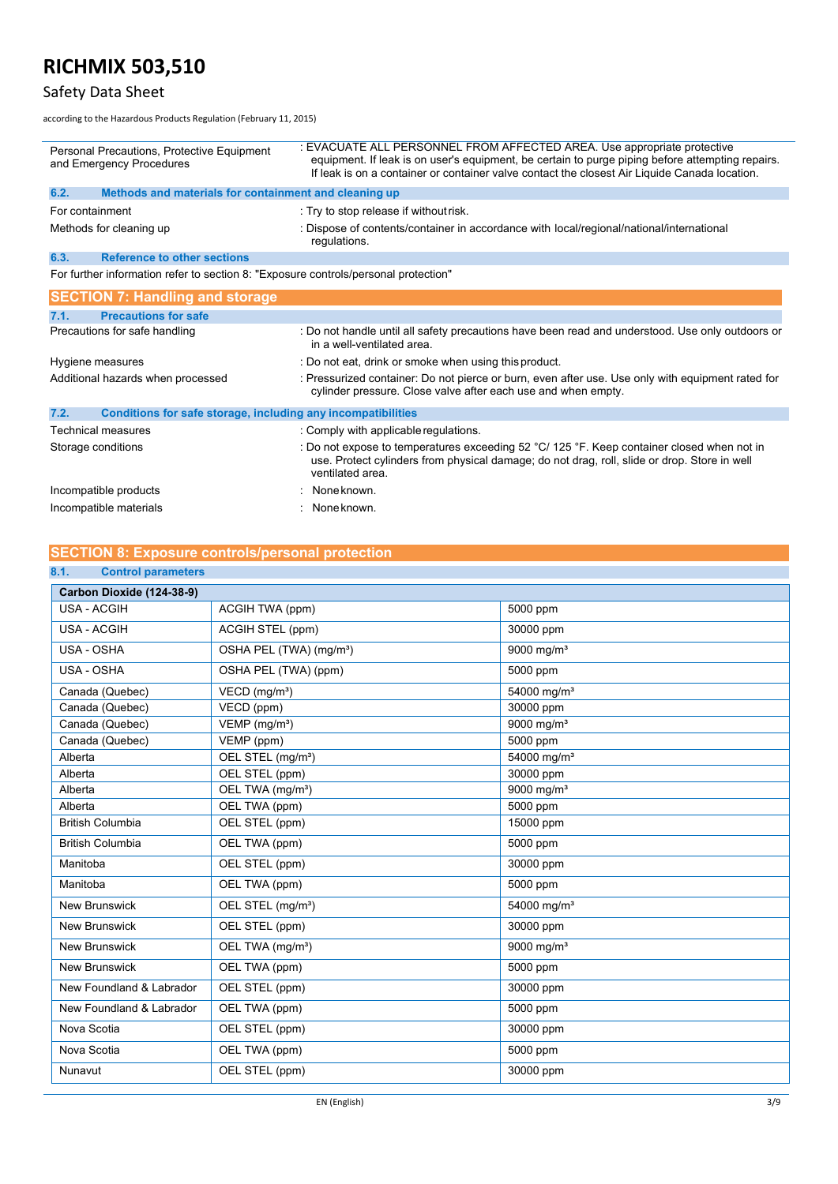| Personal Precautions, Protective Equipment and Emergency Procedures | : EVACUATE ALL PERSONNEL FROM AFFECTED AREA. Use appropriate protective equipment. If leak is on user's equipment, be certain to purge piping before attempting repairs. If leak is on a container or container valve contact the closest Air Liquide Canada location. |
|---|---|

### 6.2. Methods and materials for containment and cleaning up

| For containment | : Try to stop release if without risk. |
|---|---|
| Methods for cleaning up | : Dispose of contents/container in accordance with local/regional/national/international regulations. |

### 6.3. Reference to other sections

For further information refer to section 8: "Exposure controls/personal protection"

## SECTION 7: Handling and storage

### 7.1. Precautions for safe

| Precautions for safe handling | : Do not handle until all safety precautions have been read and understood. Use only outdoors or in a well-ventilated area. |
|---|---|
| Hygiene measures | : Do not eat, drink or smoke when using this product. |
| Additional hazards when processed | : Pressurized container: Do not pierce or burn, even after use. Use only with equipment rated for cylinder pressure. Close valve after each use and when empty. |

### 7.2. Conditions for safe storage, including any incompatibilities

| Technical measures | : Comply with applicable regulations. |
|---|---|
| Storage conditions | : Do not expose to temperatures exceeding 52 °C/ 125 °F. Keep container closed when not in use. Protect cylinders from physical damage; do not drag, roll, slide or drop. Store in well ventilated area. |
| Incompatible products | : None known. |
| Incompatible materials | : None known. |

## SECTION 8: Exposure controls/personal protection

### 8.1. Control parameters

| Carbon Dioxide (124-38-9) | | |
|---|---|---|
| USA - ACGIH | ACGIH TWA (ppm) | 5000 ppm |
| USA - ACGIH | ACGIH STEL (ppm) | 30000 ppm |
| USA - OSHA | OSHA PEL (TWA) (mg/m³) | 9000 mg/m³ |
| USA - OSHA | OSHA PEL (TWA) (ppm) | 5000 ppm |
| Canada (Quebec) | VECD (mg/m³) | 54000 mg/m³ |
| Canada (Quebec) | VECD (ppm) | 30000 ppm |
| Canada (Quebec) | VEMP (mg/m³) | 9000 mg/m³ |
| Canada (Quebec) | VEMP (ppm) | 5000 ppm |
| Alberta | OEL STEL (mg/m³) | 54000 mg/m³ |
| Alberta | OEL STEL (ppm) | 30000 ppm |
| Alberta | OEL TWA (mg/m³) | 9000 mg/m³ |
| Alberta | OEL TWA (ppm) | 5000 ppm |
| British Columbia | OEL STEL (ppm) | 15000 ppm |
| British Columbia | OEL TWA (ppm) | 5000 ppm |
| Manitoba | OEL STEL (ppm) | 30000 ppm |
| Manitoba | OEL TWA (ppm) | 5000 ppm |
| New Brunswick | OEL STEL (mg/m³) | 54000 mg/m³ |
| New Brunswick | OEL STEL (ppm) | 30000 ppm |
| New Brunswick | OEL TWA (mg/m³) | 9000 mg/m³ |
| New Brunswick | OEL TWA (ppm) | 5000 ppm |
| New Foundland & Labrador | OEL STEL (ppm) | 30000 ppm |
| New Foundland & Labrador | OEL TWA (ppm) | 5000 ppm |
| Nova Scotia | OEL STEL (ppm) | 30000 ppm |
| Nova Scotia | OEL TWA (ppm) | 5000 ppm |
| Nunavut | OEL STEL (ppm) | 30000 ppm |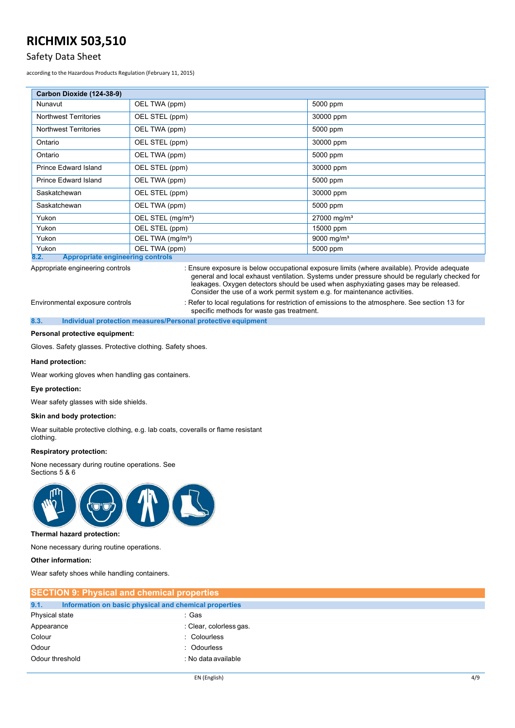| Carbon Dioxide (124-38-9) | | |
|---|---|---|
| Nunavut | OEL TWA (ppm) | 5000 ppm |
| Northwest Territories | OEL STEL (ppm) | 30000 ppm |
| Northwest Territories | OEL TWA (ppm) | 5000 ppm |
| Ontario | OEL STEL (ppm) | 30000 ppm |
| Ontario | OEL TWA (ppm) | 5000 ppm |
| Prince Edward Island | OEL STEL (ppm) | 30000 ppm |
| Prince Edward Island | OEL TWA (ppm) | 5000 ppm |
| Saskatchewan | OEL STEL (ppm) | 30000 ppm |
| Saskatchewan | OEL TWA (ppm) | 5000 ppm |
| Yukon | OEL STEL (mg/m³) | 27000 mg/m³ |
| Yukon | OEL STEL (ppm) | 15000 ppm |
| Yukon | OEL TWA (mg/m³) | 9000 mg/m³ |
| Yukon | OEL TWA (ppm) | 5000 ppm |

### 8.2. Appropriate engineering controls

Appropriate engineering controls : Ensure exposure is below occupational exposure limits (where available). Provide adequate general and local exhaust ventilation. Systems under pressure should be regularly checked for leakages. Oxygen detectors should be used when asphyxiating gases may be released. Consider the use of a work permit system e.g. for maintenance activities.

Environmental exposure controls : Refer to local regulations for restriction of emissions to the atmosphere. See section 13 for specific methods for waste gas treatment.

### 8.3. Individual protection measures/Personal protective equipment

**Personal protective equipment:**

Gloves. Safety glasses. Protective clothing. Safety shoes.

**Hand protection:**

Wear working gloves when handling gas containers.

**Eye protection:**

Wear safety glasses with side shields.

**Skin and body protection:**

Wear suitable protective clothing, e.g. lab coats, coveralls or flame resistant clothing.

**Respiratory protection:**

None necessary during routine operations. See Sections 5 & 6

**Thermal hazard protection:**

None necessary during routine operations.

**Other information:**

Wear safety shoes while handling containers.

## SECTION 9: Physical and chemical properties

### 9.1. Information on basic physical and chemical properties

Physical state : Gas

Appearance : Clear, colorless gas.

Colour : Colourless

Odour : Odourless

Odour threshold : No data available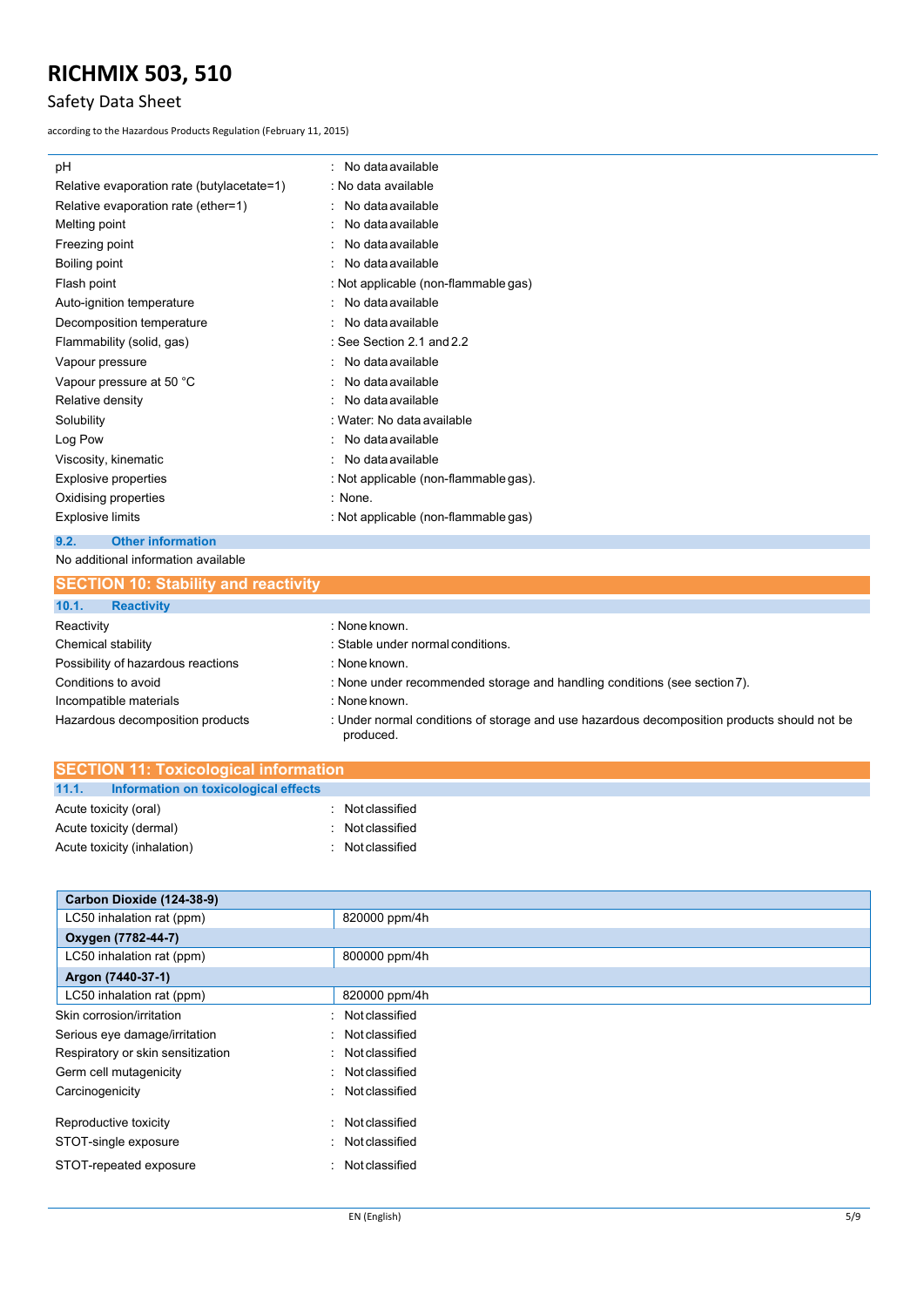| | |
|---|---|
| pH | : No data available |
| Relative evaporation rate (butylacetate=1) | : No data available |
| Relative evaporation rate (ether=1) | : No data available |
| Melting point | : No data available |
| Freezing point | : No data available |
| Boiling point | : No data available |
| Flash point | : Not applicable (non-flammable gas) |
| Auto-ignition temperature | : No data available |
| Decomposition temperature | : No data available |
| Flammability (solid, gas) | : See Section 2.1 and 2.2 |
| Vapour pressure | : No data available |
| Vapour pressure at 50 °C | : No data available |
| Relative density | : No data available |
| Solubility | : Water: No data available |
| Log Pow | : No data available |
| Viscosity, kinematic | : No data available |
| Explosive properties | : Not applicable (non-flammable gas). |
| Oxidising properties | : None. |
| Explosive limits | : Not applicable (non-flammable gas) |

### 9.2. Other information

No additional information available

## SECTION 10: Stability and reactivity

### 10.1. Reactivity

| | |
|---|---|
| Reactivity | : None known. |
| Chemical stability | : Stable under normal conditions. |
| Possibility of hazardous reactions | : None known. |
| Conditions to avoid | : None under recommended storage and handling conditions (see section 7). |
| Incompatible materials | : None known. |
| Hazardous decomposition products | : Under normal conditions of storage and use hazardous decomposition products should not be produced. |

## SECTION 11: Toxicological information

### 11.1. Information on toxicological effects

| | |
|---|---|
| Acute toxicity (oral) | : Not classified |
| Acute toxicity (dermal) | : Not classified |
| Acute toxicity (inhalation) | : Not classified |

| Carbon Dioxide (124-38-9) | |
|---|---|
| LC50 inhalation rat (ppm) | 820000 ppm/4h |
| **Oxygen (7782-44-7)** | |
| LC50 inhalation rat (ppm) | 800000 ppm/4h |
| **Argon (7440-37-1)** | |
| LC50 inhalation rat (ppm) | 820000 ppm/4h |

| | |
|---|---|
| Skin corrosion/irritation | : Not classified |
| Serious eye damage/irritation | : Not classified |
| Respiratory or skin sensitization | : Not classified |
| Germ cell mutagenicity | : Not classified |
| Carcinogenicity | : Not classified |
| Reproductive toxicity | : Not classified |
| STOT-single exposure | : Not classified |
| STOT-repeated exposure | : Not classified |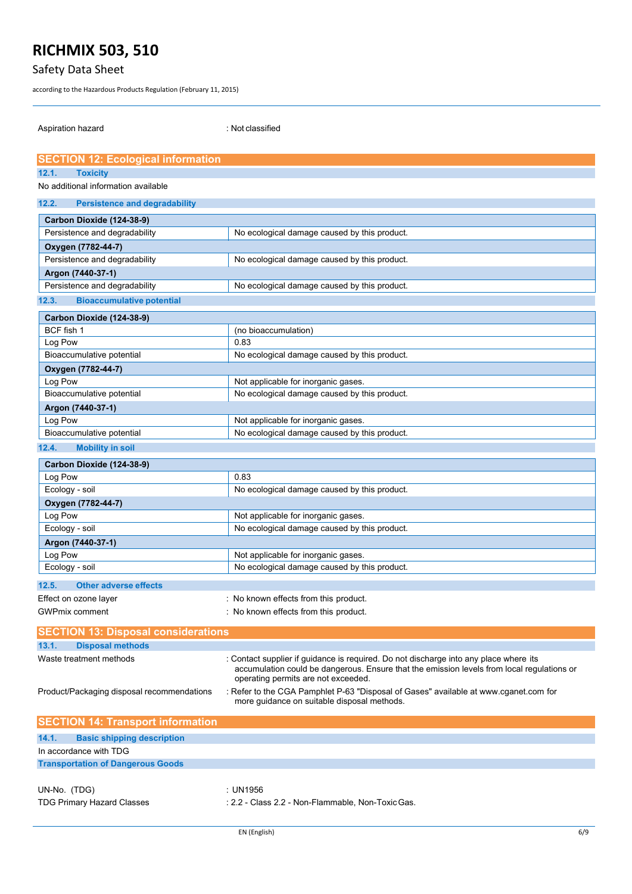Aspiration hazard : Not classified

## SECTION 12: Ecological information

### 12.1. Toxicity

No additional information available

### 12.2. Persistence and degradability

| Carbon Dioxide (124-38-9) | |
|---|---|
| Persistence and degradability | No ecological damage caused by this product. |
| **Oxygen (7782-44-7)** | |
| Persistence and degradability | No ecological damage caused by this product. |
| **Argon (7440-37-1)** | |
| Persistence and degradability | No ecological damage caused by this product. |

### 12.3. Bioaccumulative potential

| Carbon Dioxide (124-38-9) | |
|---|---|
| BCF fish 1 | (no bioaccumulation) |
| Log Pow | 0.83 |
| Bioaccumulative potential | No ecological damage caused by this product. |
| **Oxygen (7782-44-7)** | |
| Log Pow | Not applicable for inorganic gases. |
| Bioaccumulative potential | No ecological damage caused by this product. |
| **Argon (7440-37-1)** | |
| Log Pow | Not applicable for inorganic gases. |
| Bioaccumulative potential | No ecological damage caused by this product. |

### 12.4. Mobility in soil

| Carbon Dioxide (124-38-9) | |
|---|---|
| Log Pow | 0.83 |
| Ecology - soil | No ecological damage caused by this product. |
| **Oxygen (7782-44-7)** | |
| Log Pow | Not applicable for inorganic gases. |
| Ecology - soil | No ecological damage caused by this product. |
| **Argon (7440-37-1)** | |
| Log Pow | Not applicable for inorganic gases. |
| Ecology - soil | No ecological damage caused by this product. |

### 12.5. Other adverse effects

Effect on ozone layer : No known effects from this product.

GWPmix comment : No known effects from this product.

## SECTION 13: Disposal considerations

### 13.1. Disposal methods

Waste treatment methods : Contact supplier if guidance is required. Do not discharge into any place where its accumulation could be dangerous. Ensure that the emission levels from local regulations or operating permits are not exceeded.

Product/Packaging disposal recommendations : Refer to the CGA Pamphlet P-63 "Disposal of Gases" available at www.cganet.com for more guidance on suitable disposal methods.

## SECTION 14: Transport information

### 14.1. Basic shipping description

In accordance with TDG

**Transportation of Dangerous Goods**

UN-No. (TDG) : UN1956

TDG Primary Hazard Classes : 2.2 - Class 2.2 - Non-Flammable, Non-Toxic Gas.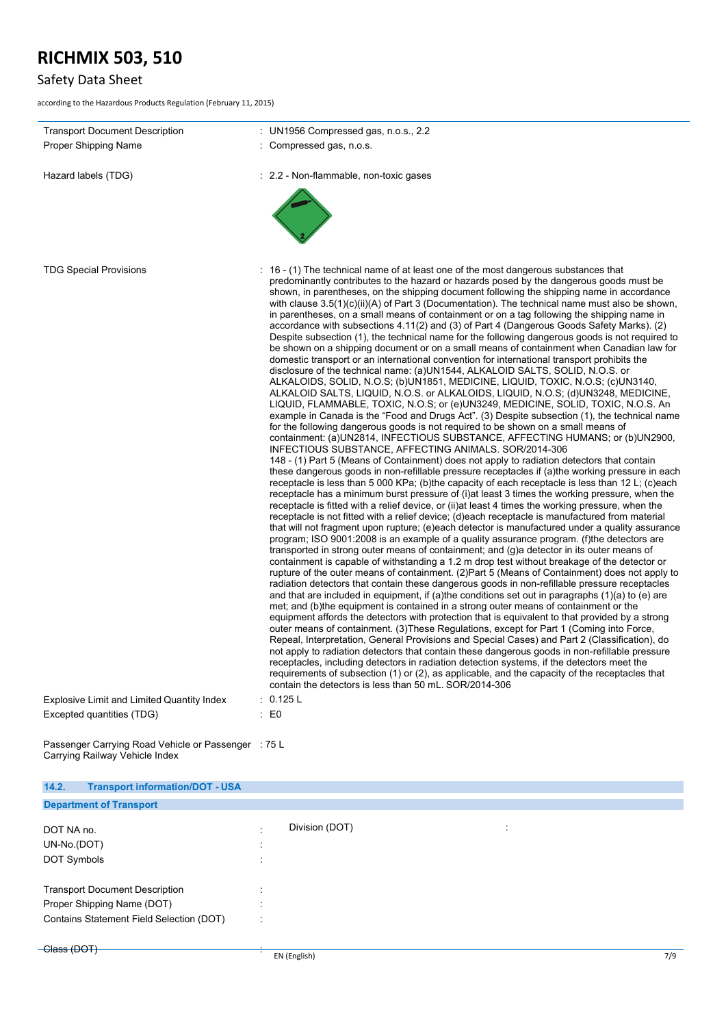| | |
|---|---|
| Transport Document Description | : UN1956 Compressed gas, n.o.s., 2.2 |
| Proper Shipping Name | : Compressed gas, n.o.s. |
| Hazard labels (TDG) | : 2.2 - Non-flammable, non-toxic gases |
| TDG Special Provisions | : 16 - (1) The technical name of at least one of the most dangerous substances that predominantly contributes to the hazard or hazards posed by the dangerous goods must be shown, in parentheses, on the shipping document following the shipping name in accordance with clause 3.5(1)(c)(ii)(A) of Part 3 (Documentation). The technical name must also be shown, in parentheses, on a small means of containment or on a tag following the shipping name in accordance with subsections 4.11(2) and (3) of Part 4 (Dangerous Goods Safety Marks). (2) Despite subsection (1), the technical name for the following dangerous goods is not required to be shown on a shipping document or on a small means of containment when Canadian law for domestic transport or an international convention for international transport prohibits the disclosure of the technical name: (a)UN1544, ALKALOID SALTS, SOLID, N.O.S. or ALKALOIDS, SOLID, N.O.S; (b)UN1851, MEDICINE, LIQUID, TOXIC, N.O.S; (c)UN3140, ALKALOID SALTS, LIQUID, N.O.S. or ALKALOIDS, LIQUID, N.O.S; (d)UN3248, MEDICINE, LIQUID, FLAMMABLE, TOXIC, N.O.S; or (e)UN3249, MEDICINE, SOLID, TOXIC, N.O.S. An example in Canada is the "Food and Drugs Act". (3) Despite subsection (1), the technical name for the following dangerous goods is not required to be shown on a small means of containment: (a)UN2814, INFECTIOUS SUBSTANCE, AFFECTING HUMANS; or (b)UN2900, INFECTIOUS SUBSTANCE, AFFECTING ANIMALS. SOR/2014-306<br>148 - (1) Part 5 (Means of Containment) does not apply to radiation detectors that contain these dangerous goods in non-refillable pressure receptacles if (a)the working pressure in each receptacle is less than 5 000 KPa; (b)the capacity of each receptacle is less than 12 L; (c)each receptacle has a minimum burst pressure of (i)at least 3 times the working pressure, when the receptacle is fitted with a relief device, or (ii)at least 4 times the working pressure, when the receptacle is not fitted with a relief device; (d)each receptacle is manufactured from material that will not fragment upon rupture; (e)each detector is manufactured under a quality assurance program; ISO 9001:2008 is an example of a quality assurance program. (f)the detectors are transported in strong outer means of containment; and (g)a detector in its outer means of containment is capable of withstanding a 1.2 m drop test without breakage of the detector or rupture of the outer means of containment. (2)Part 5 (Means of Containment) does not apply to radiation detectors that contain these dangerous goods in non-refillable pressure receptacles and that are included in equipment, if (a)the conditions set out in paragraphs (1)(a) to (e) are met; and (b)the equipment is contained in a strong outer means of containment or the equipment affords the detectors with protection that is equivalent to that provided by a strong outer means of containment. (3)These Regulations, except for Part 1 (Coming into Force, Repeal, Interpretation, General Provisions and Special Cases) and Part 2 (Classification), do not apply to radiation detectors that contain these dangerous goods in non-refillable pressure receptacles, including detectors in radiation detection systems, if the detectors meet the requirements of subsection (1) or (2), as applicable, and the capacity of the receptacles that contain the detectors is less than 50 mL. SOR/2014-306 |
| Explosive Limit and Limited Quantity Index | : 0.125 L |
| Excepted quantities (TDG) | : E0 |
| Passenger Carrying Road Vehicle or Passenger Carrying Railway Vehicle Index | : 75 L |

## 14.2. Transport information/DOT - USA

### Department of Transport

| | | | |
|---|---|---|---|
| DOT NA no. | : | Division (DOT) | : |
| UN-No.(DOT) | : | | |
| DOT Symbols | : | | |
| Transport Document Description | : | | |
| Proper Shipping Name (DOT) | : | | |
| Contains Statement Field Selection (DOT) | : | | |
| Class (DOT) | : | | |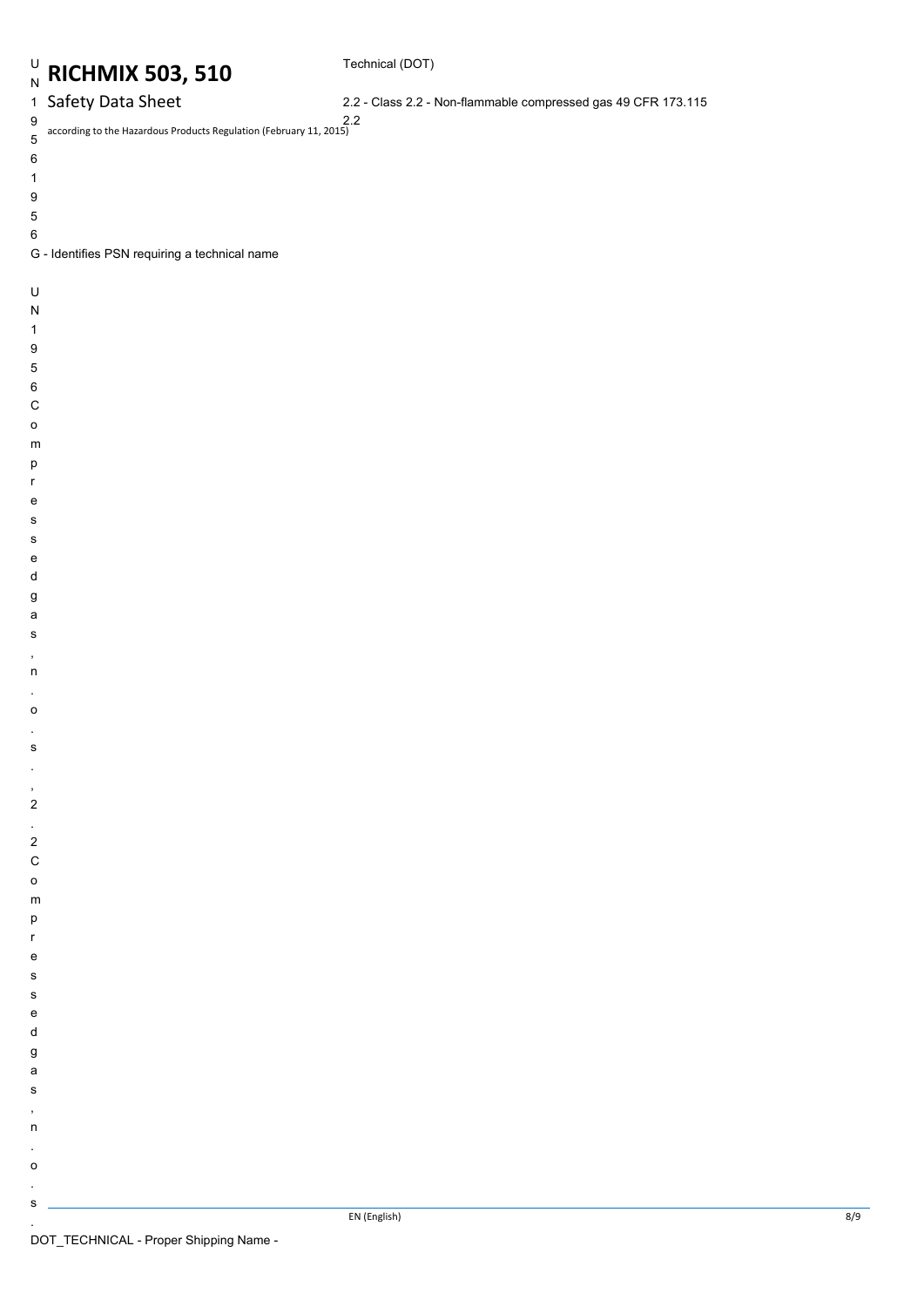UN1956

UN1956

G - Identifies PSN requiring a technical name

UN1956Compressed gas, n.o.s., 2.2Compressed gas, n.o.s.

DOT_TECHNICAL - Proper Shipping Name - Technical (DOT)

2.2 - Class 2.2 - Non-flammable compressed gas 49 CFR 173.115

2.2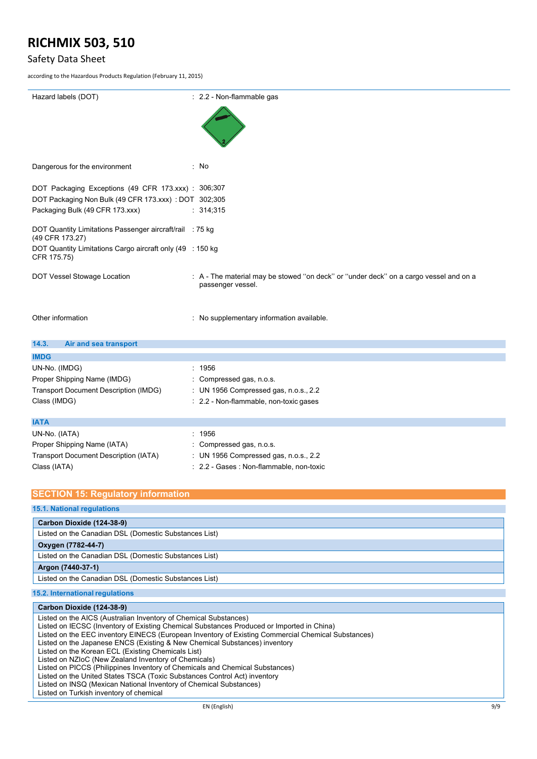| | |
|---|---|
| Hazard labels (DOT) | : 2.2 - Non-flammable gas |
| Dangerous for the environment | : No |
| DOT Packaging Exceptions (49 CFR 173.xxx) | : 306;307 |
| DOT Packaging Non Bulk (49 CFR 173.xxx) | : 302;305 |
| DOT Packaging Bulk (49 CFR 173.xxx) | : 314;315 |
| DOT Quantity Limitations Passenger aircraft/rail (49 CFR 173.27) | : 75 kg |
| DOT Quantity Limitations Cargo aircraft only (49 CFR 175.75) | : 150 kg |
| DOT Vessel Stowage Location | : A - The material may be stowed ''on deck'' or ''under deck'' on a cargo vessel and on a passenger vessel. |
| Other information | : No supplementary information available. |

### 14.3. Air and sea transport

**IMDG**

| | |
|---|---|
| UN-No. (IMDG) | : 1956 |
| Proper Shipping Name (IMDG) | : Compressed gas, n.o.s. |
| Transport Document Description (IMDG) | : UN 1956 Compressed gas, n.o.s., 2.2 |
| Class (IMDG) | : 2.2 - Non-flammable, non-toxic gases |

**IATA**

| | |
|---|---|
| UN-No. (IATA) | : 1956 |
| Proper Shipping Name (IATA) | : Compressed gas, n.o.s. |
| Transport Document Description (IATA) | : UN 1956 Compressed gas, n.o.s., 2.2 |
| Class (IATA) | : 2.2 - Gases : Non-flammable, non-toxic |

## SECTION 15: Regulatory information

### 15.1. National regulations

| Carbon Dioxide (124-38-9) |
|---|
| Listed on the Canadian DSL (Domestic Substances List) |
| **Oxygen (7782-44-7)** |
| Listed on the Canadian DSL (Domestic Substances List) |
| **Argon (7440-37-1)** |
| Listed on the Canadian DSL (Domestic Substances List) |

### 15.2. International regulations

| Carbon Dioxide (124-38-9) |
|---|
| Listed on the AICS (Australian Inventory of Chemical Substances)<br>Listed on IECSC (Inventory of Existing Chemical Substances Produced or Imported in China)<br>Listed on the EEC inventory EINECS (European Inventory of Existing Commercial Chemical Substances)<br>Listed on the Japanese ENCS (Existing & New Chemical Substances) inventory<br>Listed on the Korean ECL (Existing Chemicals List)<br>Listed on NZIoC (New Zealand Inventory of Chemicals)<br>Listed on PICCS (Philippines Inventory of Chemicals and Chemical Substances)<br>Listed on the United States TSCA (Toxic Substances Control Act) inventory<br>Listed on INSQ (Mexican National Inventory of Chemical Substances)<br>Listed on Turkish inventory of chemical |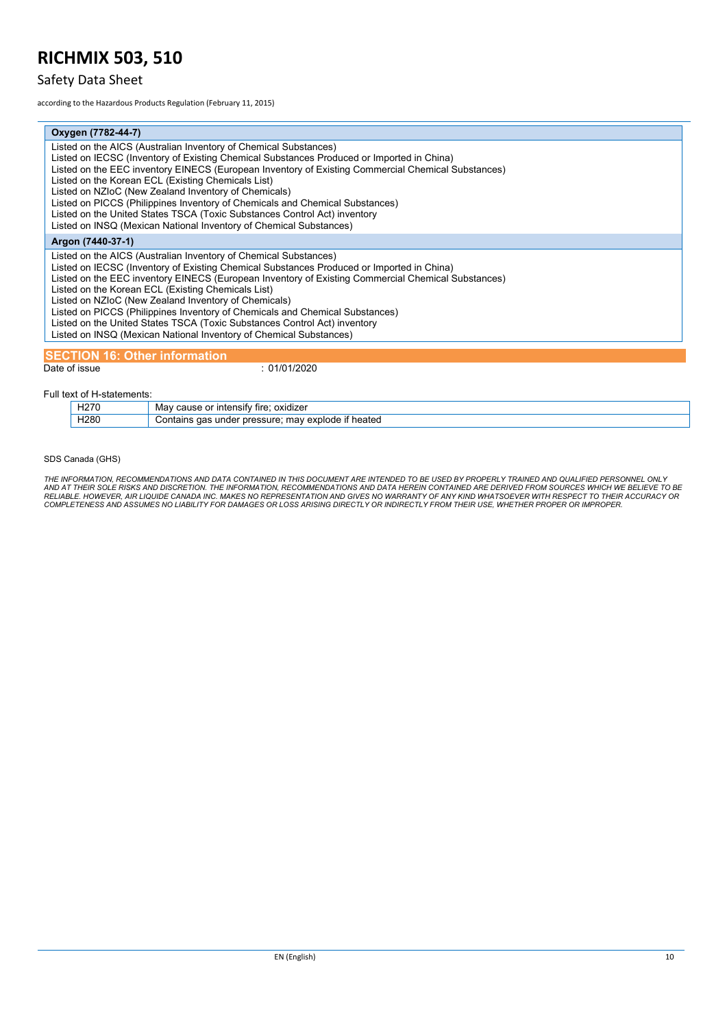| Oxygen (7782-44-7) |
|---|
| Listed on the AICS (Australian Inventory of Chemical Substances)<br>Listed on IECSC (Inventory of Existing Chemical Substances Produced or Imported in China)<br>Listed on the EEC inventory EINECS (European Inventory of Existing Commercial Chemical Substances)<br>Listed on the Korean ECL (Existing Chemicals List)<br>Listed on NZIoC (New Zealand Inventory of Chemicals)<br>Listed on PICCS (Philippines Inventory of Chemicals and Chemical Substances)<br>Listed on the United States TSCA (Toxic Substances Control Act) inventory<br>Listed on INSQ (Mexican National Inventory of Chemical Substances) |
| **Argon (7440-37-1)** |
| Listed on the AICS (Australian Inventory of Chemical Substances)<br>Listed on IECSC (Inventory of Existing Chemical Substances Produced or Imported in China)<br>Listed on the EEC inventory EINECS (European Inventory of Existing Commercial Chemical Substances)<br>Listed on the Korean ECL (Existing Chemicals List)<br>Listed on NZIoC (New Zealand Inventory of Chemicals)<br>Listed on PICCS (Philippines Inventory of Chemicals and Chemical Substances)<br>Listed on the United States TSCA (Toxic Substances Control Act) inventory<br>Listed on INSQ (Mexican National Inventory of Chemical Substances) |

## SECTION 16: Other information

Date of issue : 01/01/2020

Full text of H-statements:

| | |
|---|---|
| H270 | May cause or intensify fire; oxidizer |
| H280 | Contains gas under pressure; may explode if heated |

SDS Canada (GHS)

*THE INFORMATION, RECOMMENDATIONS AND DATA CONTAINED IN THIS DOCUMENT ARE INTENDED TO BE USED BY PROPERLY TRAINED AND QUALIFIED PERSONNEL ONLY AND AT THEIR SOLE RISKS AND DISCRETION. THE INFORMATION, RECOMMENDATIONS AND DATA HEREIN CONTAINED ARE DERIVED FROM SOURCES WHICH WE BELIEVE TO BE RELIABLE. HOWEVER, AIR LIQUIDE CANADA INC. MAKES NO REPRESENTATION AND GIVES NO WARRANTY OF ANY KIND WHATSOEVER WITH RESPECT TO THEIR ACCURACY OR COMPLETENESS AND ASSUMES NO LIABILITY FOR DAMAGES OR LOSS ARISING DIRECTLY OR INDIRECTLY FROM THEIR USE, WHETHER PROPER OR IMPROPER.*